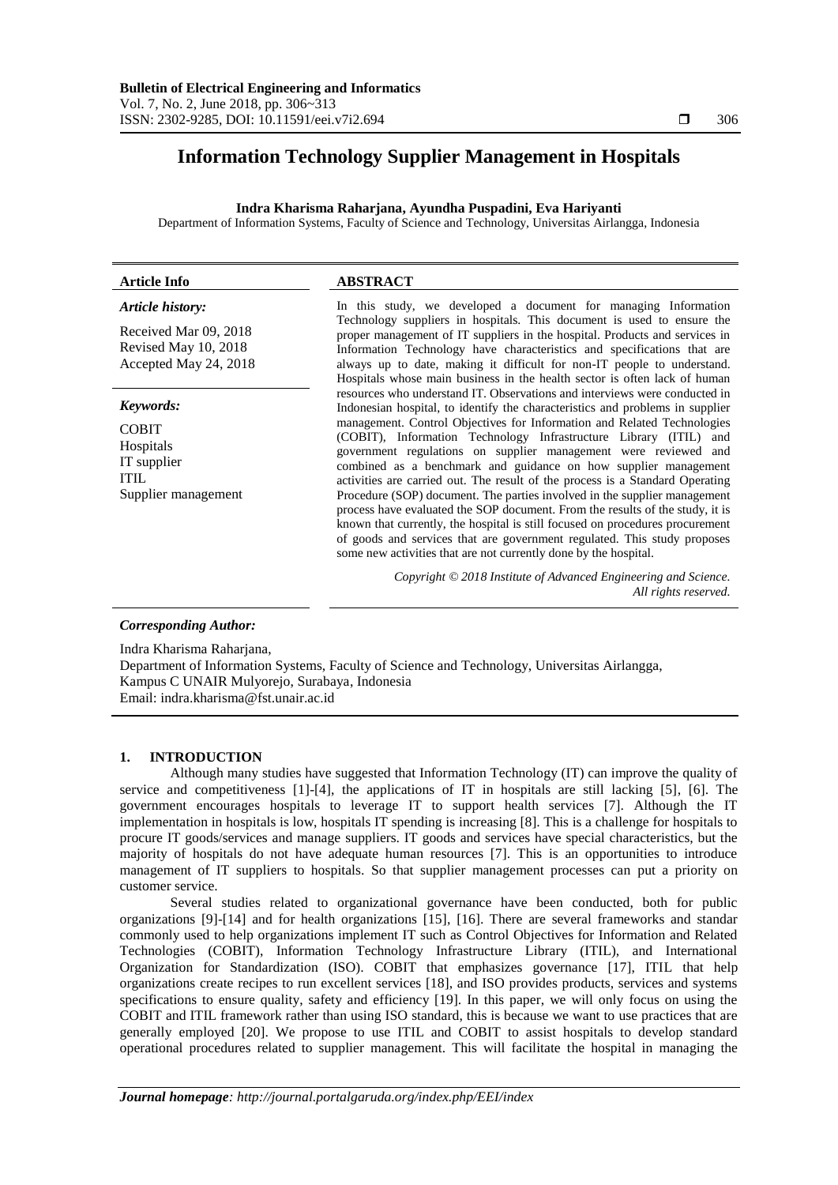# Information Technology Supplier Management in Hospitals

**Indra Kharisma Raharjana, Ayundha Puspadini, Eva Hariyanti**

Department of Information Systems, Faculty of Science and Technology, Universitas Airlangga, Indonesia

**Article Info**

*Article history:*

Received Mar 09, 2018
Revised May 10, 2018
Accepted May 24, 2018

*Keywords:*

COBIT
Hospitals
IT supplier
ITIL
Supplier management

**ABSTRACT**

In this study, we developed a document for managing Information Technology suppliers in hospitals. This document is used to ensure the proper management of IT suppliers in the hospital. Products and services in Information Technology have characteristics and specifications that are always up to date, making it difficult for non-IT people to understand. Hospitals whose main business in the health sector is often lack of human resources who understand IT. Observations and interviews were conducted in Indonesian hospital, to identify the characteristics and problems in supplier management. Control Objectives for Information and Related Technologies (COBIT), Information Technology Infrastructure Library (ITIL) and government regulations on supplier management were reviewed and combined as a benchmark and guidance on how supplier management activities are carried out. The result of the process is a Standard Operating Procedure (SOP) document. The parties involved in the supplier management process have evaluated the SOP document. From the results of the study, it is known that currently, the hospital is still focused on procedures procurement of goods and services that are government regulated. This study proposes some new activities that are not currently done by the hospital.

*Copyright © 2018 Institute of Advanced Engineering and Science. All rights reserved.*

***Corresponding Author:***

Indra Kharisma Raharjana,
Department of Information Systems, Faculty of Science and Technology, Universitas Airlangga,
Kampus C UNAIR Mulyorejo, Surabaya, Indonesia
Email: indra.kharisma@fst.unair.ac.id

## 1. INTRODUCTION

Although many studies have suggested that Information Technology (IT) can improve the quality of service and competitiveness [1]-[4], the applications of IT in hospitals are still lacking [5], [6]. The government encourages hospitals to leverage IT to support health services [7]. Although the IT implementation in hospitals is low, hospitals IT spending is increasing [8]. This is a challenge for hospitals to procure IT goods/services and manage suppliers. IT goods and services have special characteristics, but the majority of hospitals do not have adequate human resources [7]. This is an opportunities to introduce management of IT suppliers to hospitals. So that supplier management processes can put a priority on customer service.

Several studies related to organizational governance have been conducted, both for public organizations [9]-[14] and for health organizations [15], [16]. There are several frameworks and standar commonly used to help organizations implement IT such as Control Objectives for Information and Related Technologies (COBIT), Information Technology Infrastructure Library (ITIL), and International Organization for Standardization (ISO). COBIT that emphasizes governance [17], ITIL that help organizations create recipes to run excellent services [18], and ISO provides products, services and systems specifications to ensure quality, safety and efficiency [19]. In this paper, we will only focus on using the COBIT and ITIL framework rather than using ISO standard, this is because we want to use practices that are generally employed [20]. We propose to use ITIL and COBIT to assist hospitals to develop standard operational procedures related to supplier management. This will facilitate the hospital in managing the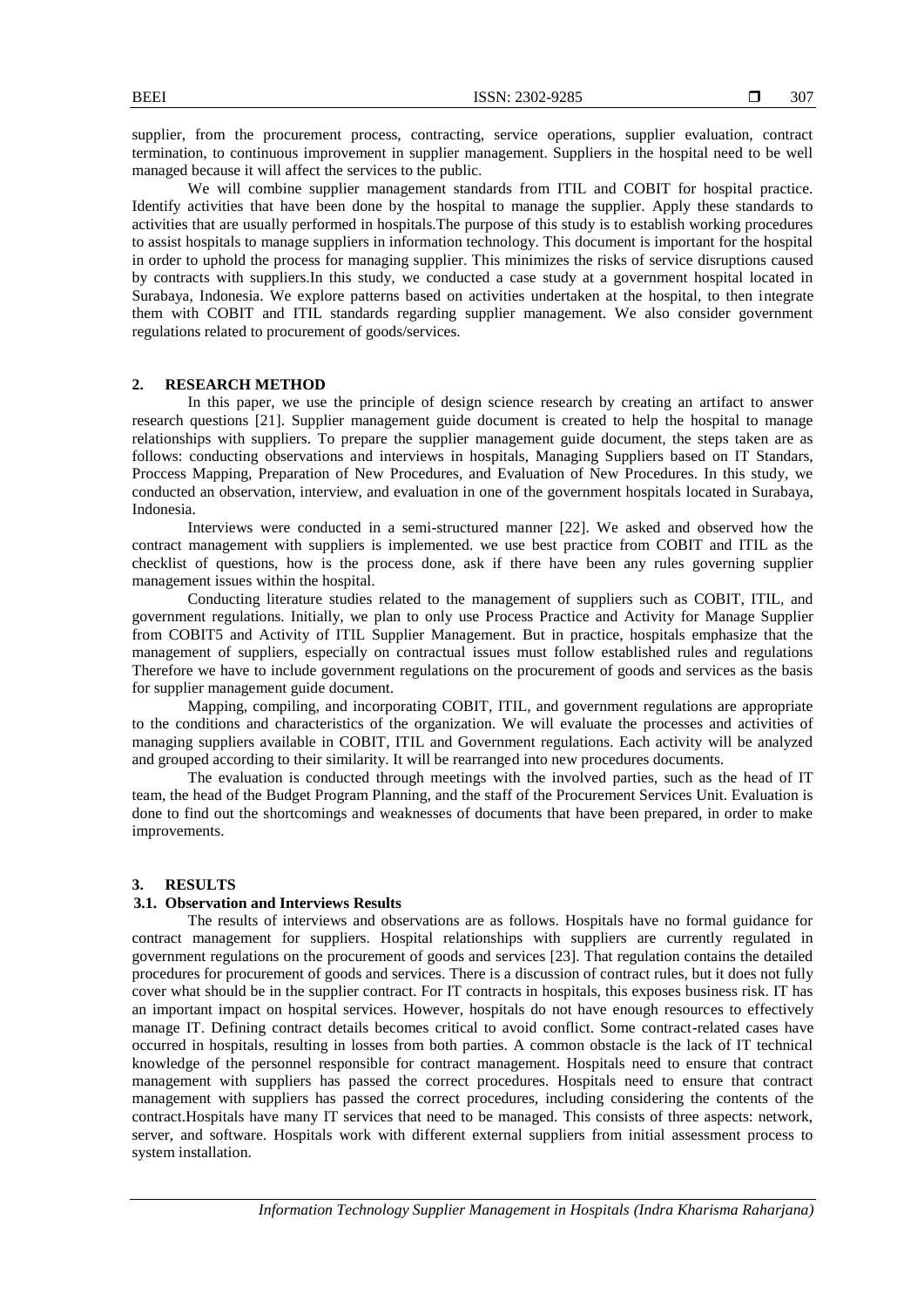supplier, from the procurement process, contracting, service operations, supplier evaluation, contract termination, to continuous improvement in supplier management. Suppliers in the hospital need to be well managed because it will affect the services to the public.

We will combine supplier management standards from ITIL and COBIT for hospital practice. Identify activities that have been done by the hospital to manage the supplier. Apply these standards to activities that are usually performed in hospitals.The purpose of this study is to establish working procedures to assist hospitals to manage suppliers in information technology. This document is important for the hospital in order to uphold the process for managing supplier. This minimizes the risks of service disruptions caused by contracts with suppliers.In this study, we conducted a case study at a government hospital located in Surabaya, Indonesia. We explore patterns based on activities undertaken at the hospital, to then integrate them with COBIT and ITIL standards regarding supplier management. We also consider government regulations related to procurement of goods/services.

## 2. RESEARCH METHOD

In this paper, we use the principle of design science research by creating an artifact to answer research questions [21]. Supplier management guide document is created to help the hospital to manage relationships with suppliers. To prepare the supplier management guide document, the steps taken are as follows: conducting observations and interviews in hospitals, Managing Suppliers based on IT Standars, Proccess Mapping, Preparation of New Procedures, and Evaluation of New Procedures. In this study, we conducted an observation, interview, and evaluation in one of the government hospitals located in Surabaya, Indonesia.

Interviews were conducted in a semi-structured manner [22]. We asked and observed how the contract management with suppliers is implemented. we use best practice from COBIT and ITIL as the checklist of questions, how is the process done, ask if there have been any rules governing supplier management issues within the hospital.

Conducting literature studies related to the management of suppliers such as COBIT, ITIL, and government regulations. Initially, we plan to only use Process Practice and Activity for Manage Supplier from COBIT5 and Activity of ITIL Supplier Management. But in practice, hospitals emphasize that the management of suppliers, especially on contractual issues must follow established rules and regulations Therefore we have to include government regulations on the procurement of goods and services as the basis for supplier management guide document.

Mapping, compiling, and incorporating COBIT, ITIL, and government regulations are appropriate to the conditions and characteristics of the organization. We will evaluate the processes and activities of managing suppliers available in COBIT, ITIL and Government regulations. Each activity will be analyzed and grouped according to their similarity. It will be rearranged into new procedures documents.

The evaluation is conducted through meetings with the involved parties, such as the head of IT team, the head of the Budget Program Planning, and the staff of the Procurement Services Unit. Evaluation is done to find out the shortcomings and weaknesses of documents that have been prepared, in order to make improvements.

## 3. RESULTS

### 3.1. Observation and Interviews Results

The results of interviews and observations are as follows. Hospitals have no formal guidance for contract management for suppliers. Hospital relationships with suppliers are currently regulated in government regulations on the procurement of goods and services [23]. That regulation contains the detailed procedures for procurement of goods and services. There is a discussion of contract rules, but it does not fully cover what should be in the supplier contract. For IT contracts in hospitals, this exposes business risk. IT has an important impact on hospital services. However, hospitals do not have enough resources to effectively manage IT. Defining contract details becomes critical to avoid conflict. Some contract-related cases have occurred in hospitals, resulting in losses from both parties. A common obstacle is the lack of IT technical knowledge of the personnel responsible for contract management. Hospitals need to ensure that contract management with suppliers has passed the correct procedures. Hospitals need to ensure that contract management with suppliers has passed the correct procedures, including considering the contents of the contract.Hospitals have many IT services that need to be managed. This consists of three aspects: network, server, and software. Hospitals work with different external suppliers from initial assessment process to system installation.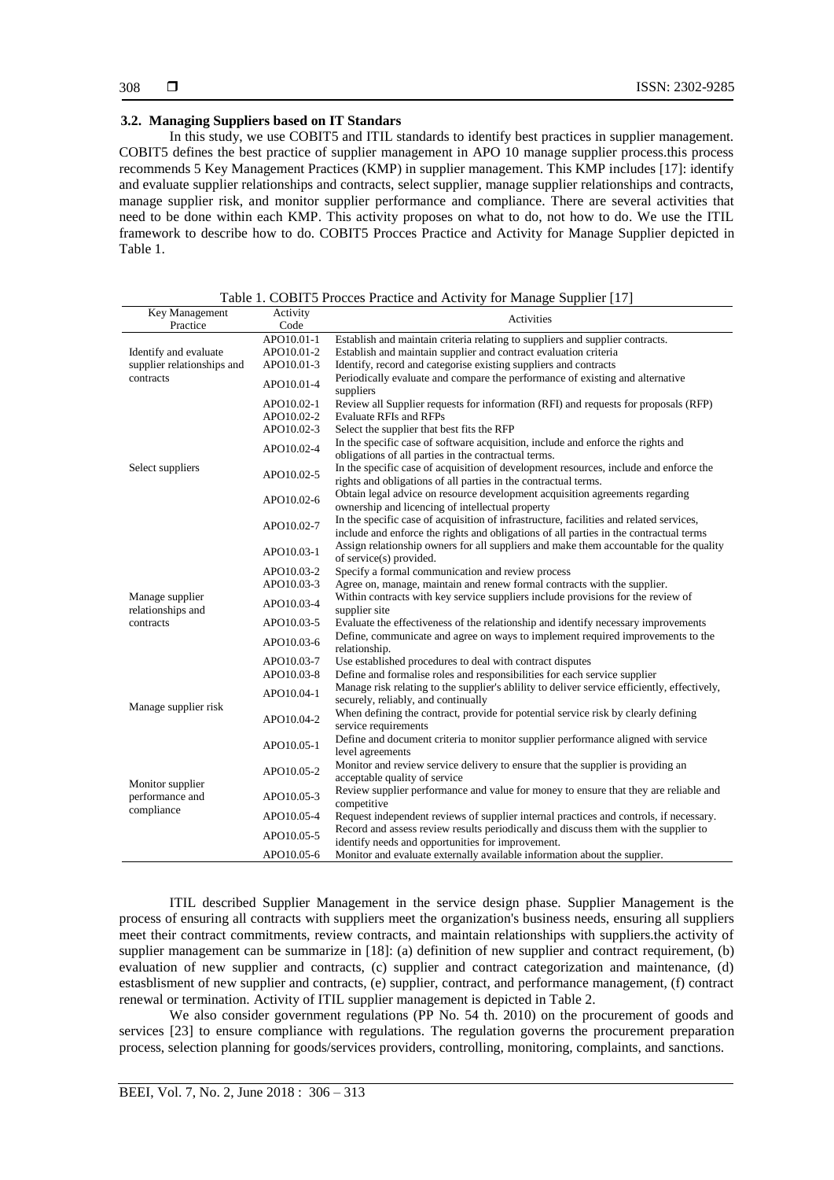### 3.2. Managing Suppliers based on IT Standars

In this study, we use COBIT5 and ITIL standards to identify best practices in supplier management. COBIT5 defines the best practice of supplier management in APO 10 manage supplier process.this process recommends 5 Key Management Practices (KMP) in supplier management. This KMP includes [17]: identify and evaluate supplier relationships and contracts, select supplier, manage supplier relationships and contracts, manage supplier risk, and monitor supplier performance and compliance. There are several activities that need to be done within each KMP. This activity proposes on what to do, not how to do. We use the ITIL framework to describe how to do. COBIT5 Procces Practice and Activity for Manage Supplier depicted in Table 1.

Table 1. COBIT5 Procces Practice and Activity for Manage Supplier [17]

| Key Management Practice | Activity Code | Activities |
|---|---|---|
| Identify and evaluate supplier relationships and contracts | APO10.01-1 | Establish and maintain criteria relating to suppliers and supplier contracts. |
| | APO10.01-2 | Establish and maintain supplier and contract evaluation criteria |
| | APO10.01-3 | Identify, record and categorise existing suppliers and contracts |
| | APO10.01-4 | Periodically evaluate and compare the performance of existing and alternative suppliers |
| Select suppliers | APO10.02-1 | Review all Supplier requests for information (RFI) and requests for proposals (RFP) |
| | APO10.02-2 | Evaluate RFIs and RFPs |
| | APO10.02-3 | Select the supplier that best fits the RFP |
| | APO10.02-4 | In the specific case of software acquisition, include and enforce the rights and obligations of all parties in the contractual terms. |
| | APO10.02-5 | In the specific case of acquisition of development resources, include and enforce the rights and obligations of all parties in the contractual terms. |
| | APO10.02-6 | Obtain legal advice on resource development acquisition agreements regarding ownership and licencing of intellectual property |
| | APO10.02-7 | In the specific case of acquisition of infrastructure, facilities and related services, include and enforce the rights and obligations of all parties in the contractual terms |
| Manage supplier relationships and contracts | APO10.03-1 | Assign relationship owners for all suppliers and make them accountable for the quality of service(s) provided. |
| | APO10.03-2 | Specify a formal communication and review process |
| | APO10.03-3 | Agree on, manage, maintain and renew formal contracts with the supplier. |
| | APO10.03-4 | Within contracts with key service suppliers include provisions for the review of supplier site |
| | APO10.03-5 | Evaluate the effectiveness of the relationship and identify necessary improvements |
| | APO10.03-6 | Define, communicate and agree on ways to implement required improvements to the relationship. |
| | APO10.03-7 | Use established procedures to deal with contract disputes |
| | APO10.03-8 | Define and formalise roles and responsibilities for each service supplier |
| Manage supplier risk | APO10.04-1 | Manage risk relating to the supplier's ability to deliver service efficiently, effectively, securely, reliably, and continually |
| | APO10.04-2 | When defining the contract, provide for potential service risk by clearly defining service requirements |
| Monitor supplier performance and compliance | APO10.05-1 | Define and document criteria to monitor supplier performance aligned with service level agreements |
| | APO10.05-2 | Monitor and review service delivery to ensure that the supplier is providing an acceptable quality of service |
| | APO10.05-3 | Review supplier performance and value for money to ensure that they are reliable and competitive |
| | APO10.05-4 | Request independent reviews of supplier internal practices and controls, if necessary. |
| | APO10.05-5 | Record and assess review results periodically and discuss them with the supplier to identify needs and opportunities for improvement. |
| | APO10.05-6 | Monitor and evaluate externally available information about the supplier. |

ITIL described Supplier Management in the service design phase. Supplier Management is the process of ensuring all contracts with suppliers meet the organization's business needs, ensuring all suppliers meet their contract commitments, review contracts, and maintain relationships with suppliers.the activity of supplier management can be summarize in [18]: (a) definition of new supplier and contract requirement, (b) evaluation of new supplier and contracts, (c) supplier and contract categorization and maintenance, (d) estasblisment of new supplier and contracts, (e) supplier, contract, and performance management, (f) contract renewal or termination. Activity of ITIL supplier management is depicted in Table 2.

We also consider government regulations (PP No. 54 th. 2010) on the procurement of goods and services [23] to ensure compliance with regulations. The regulation governs the procurement preparation process, selection planning for goods/services providers, controlling, monitoring, complaints, and sanctions.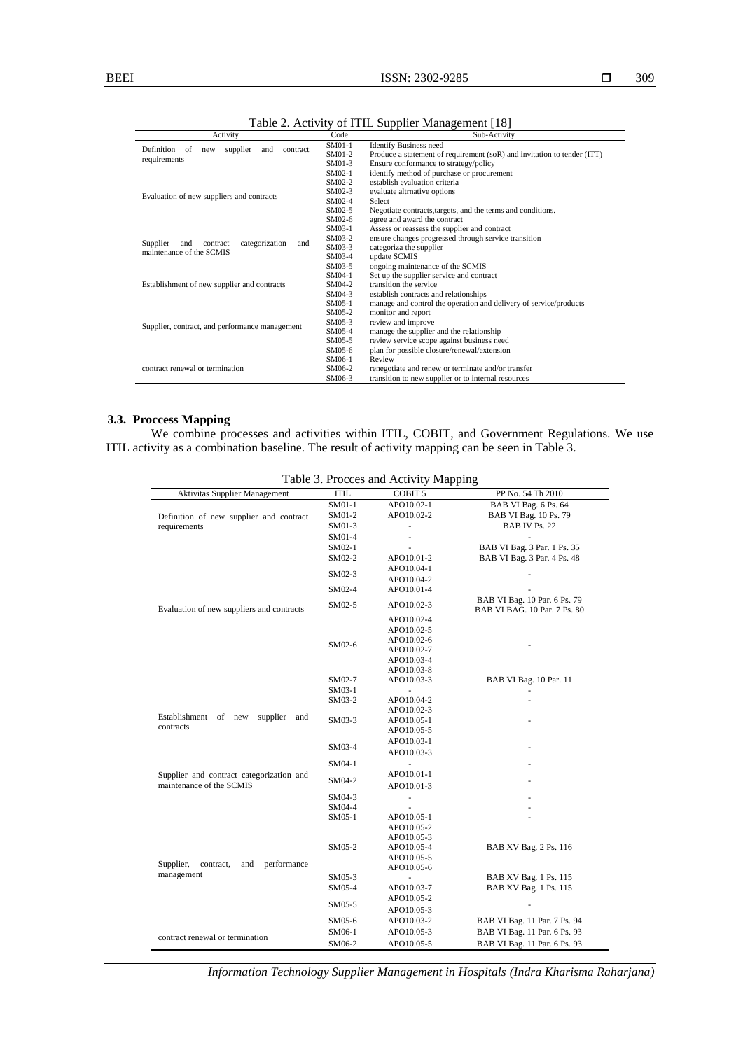Table 2. Activity of ITIL Supplier Management [18]

| Activity | Code | Sub-Activity |
|---|---|---|
| Definition of new supplier and contract requirements | SM01-1 | Identify Business need |
| | SM01-2 | Produce a statement of requirement (soR) and invitation to tender (ITT) |
| | SM01-3 | Ensure conformance to strategy/policy |
| Evaluation of new suppliers and contracts | SM02-1 | identify method of purchase or procurement |
| | SM02-2 | establish evaluation criteria |
| | SM02-3 | evaluate altrnative options |
| | SM02-4 | Select |
| | SM02-5 | Negotiate contracts,targets, and the terms and conditions. |
| | SM02-6 | agree and award the contract |
| Supplier and contract categorization and maintenance of the SCMIS | SM03-1 | Assess or reassess the supplier and contract |
| | SM03-2 | ensure changes progressed through service transition |
| | SM03-3 | categoriza the supplier |
| | SM03-4 | update SCMIS |
| | SM03-5 | ongoing maintenance of the SCMIS |
| Establishment of new supplier and contracts | SM04-1 | Set up the supplier service and contract |
| | SM04-2 | transition the service |
| | SM04-3 | establish contracts and relationships |
| Supplier, contract, and performance management | SM05-1 | manage and control the operation and delivery of service/products |
| | SM05-2 | monitor and report |
| | SM05-3 | review and improve |
| | SM05-4 | manage the supplier and the relationship |
| | SM05-5 | review service scope against business need |
| | SM05-6 | plan for possible closure/renewal/extension |
| contract renewal or termination | SM06-1 | Review |
| | SM06-2 | renegotiate and renew or terminate and/or transfer |
| | SM06-3 | transition to new supplier or to internal resources |

### 3.3. Proccess Mapping

We combine processes and activities within ITIL, COBIT, and Government Regulations. We use ITIL activity as a combination baseline. The result of activity mapping can be seen in Table 3.

Table 3. Procces and Activity Mapping

| Aktivitas Supplier Management | ITIL | COBIT 5 | PP No. 54 Th 2010 |
|---|---|---|---|
| Definition of new supplier and contract requirements | SM01-1 | APO10.02-1 | BAB VI Bag. 6 Ps. 64 |
| | SM01-2 | APO10.02-2 | BAB VI Bag. 10 Ps. 79 |
| | SM01-3 | - | BAB IV Ps. 22 |
| | SM01-4 | - | - |
| Evaluation of new suppliers and contracts | SM02-1 | - | BAB VI Bag. 3 Par. 1 Ps. 35 |
| | SM02-2 | APO10.01-2 | BAB VI Bag. 3 Par. 4 Ps. 48 |
| | SM02-3 | APO10.04-1<br>APO10.04-2 | - |
| | SM02-4 | APO10.01-4 | - |
| | SM02-5 | APO10.02-3 | BAB VI Bag. 10 Par. 6 Ps. 79<br>BAB VI BAG. 10 Par. 7 Ps. 80 |
| | SM02-6 | APO10.02-4<br>APO10.02-5<br>APO10.02-6<br>APO10.02-7<br>APO10.03-4<br>APO10.03-8 | - |
| | SM02-7 | APO10.03-3 | BAB VI Bag. 10 Par. 11 |
| Establishment of new supplier and contracts | SM03-1 | - | - |
| | SM03-2 | APO10.04-2 | - |
| | SM03-3 | APO10.02-3<br>APO10.05-1<br>APO10.05-5 | - |
| | SM03-4 | APO10.03-1<br>APO10.03-3 | - |
| Supplier and contract categorization and maintenance of the SCMIS | SM04-1 | - | - |
| | SM04-2 | APO10.01-1<br>APO10.01-3 | - |
| | SM04-3 | - | - |
| | SM04-4 | - | - |
| Supplier, contract, and performance management | SM05-1 | APO10.05-1 | - |
| | SM05-2 | APO10.05-2<br>APO10.05-3<br>APO10.05-4<br>APO10.05-5<br>APO10.05-6 | BAB XV Bag. 2 Ps. 116 |
| | SM05-3 | - | BAB XV Bag. 1 Ps. 115 |
| | SM05-4 | APO10.03-7 | BAB XV Bag. 1 Ps. 115 |
| | SM05-5 | APO10.05-2<br>APO10.05-3 | - |
| | SM05-6 | APO10.03-2 | BAB VI Bag. 11 Par. 7 Ps. 94 |
| contract renewal or termination | SM06-1 | APO10.05-3 | BAB VI Bag. 11 Par. 6 Ps. 93 |
| | SM06-2 | APO10.05-5 | BAB VI Bag. 11 Par. 6 Ps. 93 |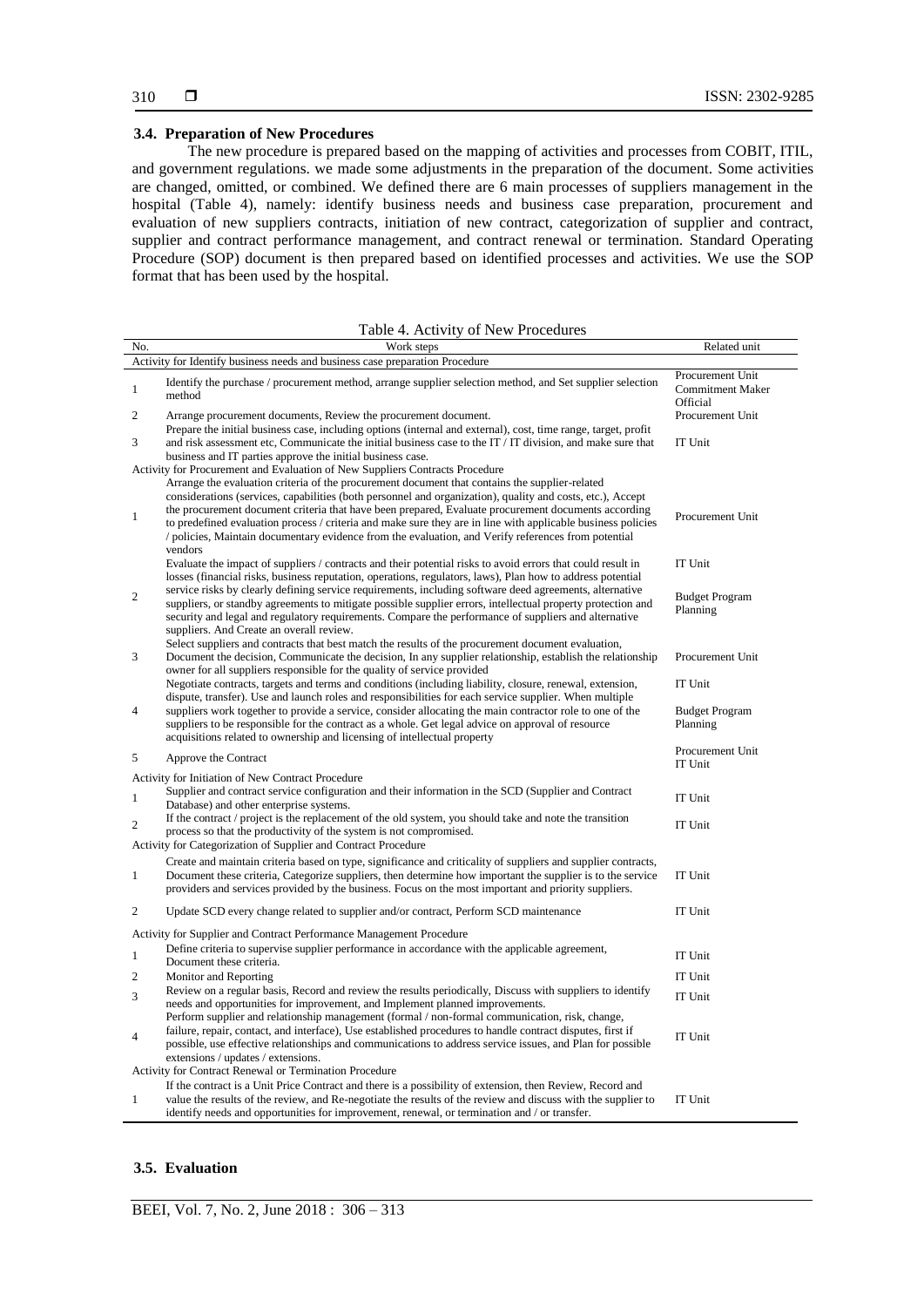### 3.4. Preparation of New Procedures

The new procedure is prepared based on the mapping of activities and processes from COBIT, ITIL, and government regulations. we made some adjustments in the preparation of the document. Some activities are changed, omitted, or combined. We defined there are 6 main processes of suppliers management in the hospital (Table 4), namely: identify business needs and business case preparation, procurement and evaluation of new suppliers contracts, initiation of new contract, categorization of supplier and contract, supplier and contract performance management, and contract renewal or termination. Standard Operating Procedure (SOP) document is then prepared based on identified processes and activities. We use the SOP format that has been used by the hospital.

Table 4. Activity of New Procedures

| No. | Work steps | Related unit |
|---|---|---|
| | **Activity for Identify business needs and business case preparation Procedure** | |
| 1 | Identify the purchase / procurement method, arrange supplier selection method, and Set supplier selection method | Procurement Unit<br>Commitment Maker Official |
| 2 | Arrange procurement documents, Review the procurement document. | Procurement Unit |
| 3 | Prepare the initial business case, including options (internal and external), cost, time range, target, profit and risk assessment etc, Communicate the initial business case to the IT / IT division, and make sure that business and IT parties approve the initial business case. | IT Unit |
| | **Activity for Procurement and Evaluation of New Suppliers Contracts Procedure** | |
| 1 | Arrange the evaluation criteria of the procurement document that contains the supplier-related considerations (services, capabilities (both personnel and organization), quality and costs, etc.), Accept the procurement document criteria that have been prepared, Evaluate procurement documents according to predefined evaluation process / criteria and make sure they are in line with applicable business policies / policies, Maintain documentary evidence from the evaluation, and Verify references from potential vendors | Procurement Unit |
| 2 | Evaluate the impact of suppliers / contracts and their potential risks to avoid errors that could result in losses (financial risks, business reputation, operations, regulators, laws), Plan how to address potential service risks by clearly defining service requirements, including software deed agreements, alternative suppliers, or standby agreements to mitigate possible supplier errors, intellectual property protection and security and legal and regulatory requirements. Compare the performance of suppliers and alternative suppliers. And Create an overall review. | IT Unit<br>Budget Program Planning |
| 3 | Select suppliers and contracts that best match the results of the procurement document evaluation, Document the decision, Communicate the decision, In any supplier relationship, establish the relationship owner for all suppliers responsible for the quality of service provided | Procurement Unit |
| 4 | Negotiate contracts, targets and terms and conditions (including liability, closure, renewal, extension, dispute, transfer). Use and launch roles and responsibilities for each service supplier. When multiple suppliers work together to provide a service, consider allocating the main contractor role to one of the suppliers to be responsible for the contract as a whole. Get legal advice on approval of resource acquisitions related to ownership and licensing of intellectual property | IT Unit<br>Budget Program Planning |
| 5 | Approve the Contract | Procurement Unit<br>IT Unit |
| | **Activity for Initiation of New Contract Procedure** | |
| 1 | Supplier and contract service configuration and their information in the SCD (Supplier and Contract Database) and other enterprise systems. | IT Unit |
| 2 | If the contract / project is the replacement of the old system, you should take and note the transition process so that the productivity of the system is not compromised. | IT Unit |
| | **Activity for Categorization of Supplier and Contract Procedure** | |
| 1 | Create and maintain criteria based on type, significance and criticality of suppliers and supplier contracts, Document these criteria, Categorize suppliers, then determine how important the supplier is to the service providers and services provided by the business. Focus on the most important and priority suppliers. | IT Unit |
| 2 | Update SCD every change related to supplier and/or contract, Perform SCD maintenance | IT Unit |
| | **Activity for Supplier and Contract Performance Management Procedure** | |
| 1 | Define criteria to supervise supplier performance in accordance with the applicable agreement, Document these criteria. | IT Unit |
| 2 | Monitor and Reporting | IT Unit |
| 3 | Review on a regular basis, Record and review the results periodically, Discuss with suppliers to identify needs and opportunities for improvement, and Implement planned improvements. | IT Unit |
| 4 | Perform supplier and relationship management (formal / non-formal communication, risk, change, failure, repair, contact, and interface), Use established procedures to handle contract disputes, first if possible, use effective relationships and communications to address service issues, and Plan for possible extensions / updates / extensions. | IT Unit |
| | **Activity for Contract Renewal or Termination Procedure** | |
| 1 | If the contract is a Unit Price Contract and there is a possibility of extension, then Review, Record and value the results of the review, and Re-negotiate the results of the review and discuss with the supplier to identify needs and opportunities for improvement, renewal, or termination and / or transfer. | IT Unit |

### 3.5. Evaluation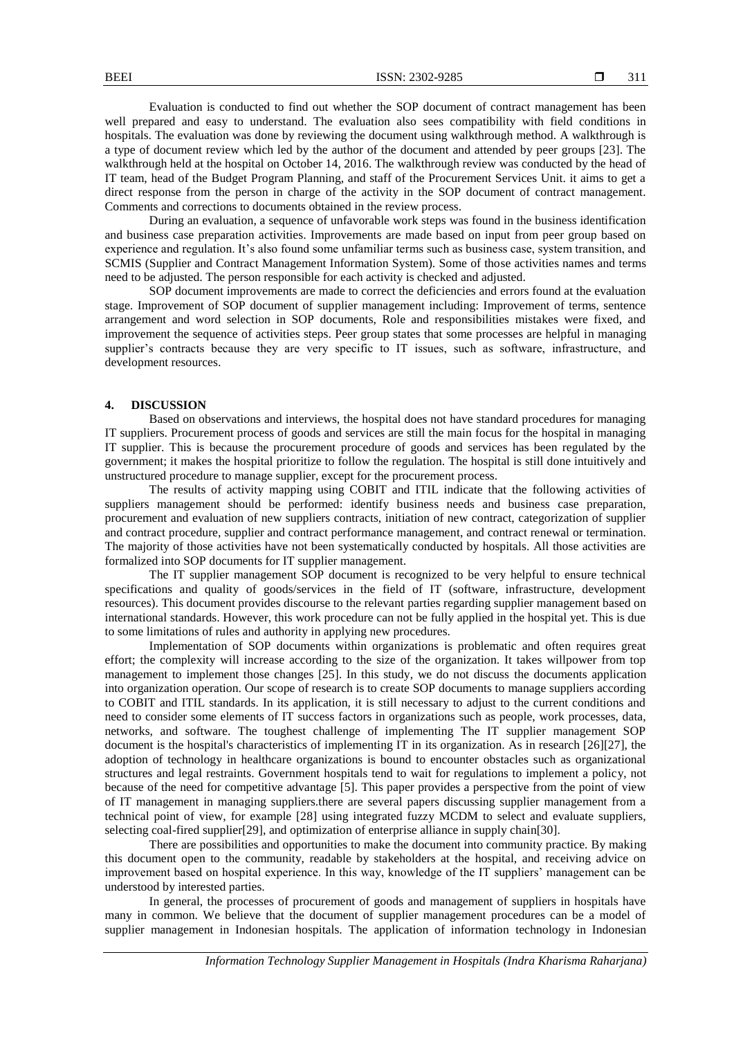Evaluation is conducted to find out whether the SOP document of contract management has been well prepared and easy to understand. The evaluation also sees compatibility with field conditions in hospitals. The evaluation was done by reviewing the document using walkthrough method. A walkthrough is a type of document review which led by the author of the document and attended by peer groups [23]. The walkthrough held at the hospital on October 14, 2016. The walkthrough review was conducted by the head of IT team, head of the Budget Program Planning, and staff of the Procurement Services Unit. it aims to get a direct response from the person in charge of the activity in the SOP document of contract management. Comments and corrections to documents obtained in the review process.

During an evaluation, a sequence of unfavorable work steps was found in the business identification and business case preparation activities. Improvements are made based on input from peer group based on experience and regulation. It's also found some unfamiliar terms such as business case, system transition, and SCMIS (Supplier and Contract Management Information System). Some of those activities names and terms need to be adjusted. The person responsible for each activity is checked and adjusted.

SOP document improvements are made to correct the deficiencies and errors found at the evaluation stage. Improvement of SOP document of supplier management including: Improvement of terms, sentence arrangement and word selection in SOP documents, Role and responsibilities mistakes were fixed, and improvement the sequence of activities steps. Peer group states that some processes are helpful in managing supplier's contracts because they are very specific to IT issues, such as software, infrastructure, and development resources.

## 4. DISCUSSION

Based on observations and interviews, the hospital does not have standard procedures for managing IT suppliers. Procurement process of goods and services are still the main focus for the hospital in managing IT supplier. This is because the procurement procedure of goods and services has been regulated by the government; it makes the hospital prioritize to follow the regulation. The hospital is still done intuitively and unstructured procedure to manage supplier, except for the procurement process.

The results of activity mapping using COBIT and ITIL indicate that the following activities of suppliers management should be performed: identify business needs and business case preparation, procurement and evaluation of new suppliers contracts, initiation of new contract, categorization of supplier and contract procedure, supplier and contract performance management, and contract renewal or termination. The majority of those activities have not been systematically conducted by hospitals. All those activities are formalized into SOP documents for IT supplier management.

The IT supplier management SOP document is recognized to be very helpful to ensure technical specifications and quality of goods/services in the field of IT (software, infrastructure, development resources). This document provides discourse to the relevant parties regarding supplier management based on international standards. However, this work procedure can not be fully applied in the hospital yet. This is due to some limitations of rules and authority in applying new procedures.

Implementation of SOP documents within organizations is problematic and often requires great effort; the complexity will increase according to the size of the organization. It takes willpower from top management to implement those changes [25]. In this study, we do not discuss the documents application into organization operation. Our scope of research is to create SOP documents to manage suppliers according to COBIT and ITIL standards. In its application, it is still necessary to adjust to the current conditions and need to consider some elements of IT success factors in organizations such as people, work processes, data, networks, and software. The toughest challenge of implementing The IT supplier management SOP document is the hospital's characteristics of implementing IT in its organization. As in research [26][27], the adoption of technology in healthcare organizations is bound to encounter obstacles such as organizational structures and legal restraints. Government hospitals tend to wait for regulations to implement a policy, not because of the need for competitive advantage [5]. This paper provides a perspective from the point of view of IT management in managing suppliers.there are several papers discussing supplier management from a technical point of view, for example [28] using integrated fuzzy MCDM to select and evaluate suppliers, selecting coal-fired supplier[29], and optimization of enterprise alliance in supply chain[30].

There are possibilities and opportunities to make the document into community practice. By making this document open to the community, readable by stakeholders at the hospital, and receiving advice on improvement based on hospital experience. In this way, knowledge of the IT suppliers' management can be understood by interested parties.

In general, the processes of procurement of goods and management of suppliers in hospitals have many in common. We believe that the document of supplier management procedures can be a model of supplier management in Indonesian hospitals. The application of information technology in Indonesian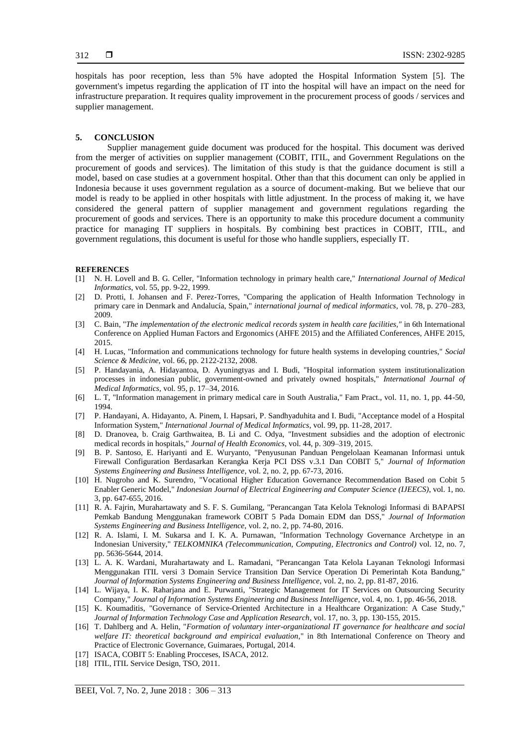hospitals has poor reception, less than 5% have adopted the Hospital Information System [5]. The government's impetus regarding the application of IT into the hospital will have an impact on the need for infrastructure preparation. It requires quality improvement in the procurement process of goods / services and supplier management.

## 5. CONCLUSION

Supplier management guide document was produced for the hospital. This document was derived from the merger of activities on supplier management (COBIT, ITIL, and Government Regulations on the procurement of goods and services). The limitation of this study is that the guidance document is still a model, based on case studies at a government hospital. Other than that this document can only be applied in Indonesia because it uses government regulation as a source of document-making. But we believe that our model is ready to be applied in other hospitals with little adjustment. In the process of making it, we have considered the general pattern of supplier management and government regulations regarding the procurement of goods and services. There is an opportunity to make this procedure document a community practice for managing IT suppliers in hospitals. By combining best practices in COBIT, ITIL, and government regulations, this document is useful for those who handle suppliers, especially IT.

## REFERENCES

- [1] N. H. Lovell and B. G. Celler, "Information technology in primary health care," *International Journal of Medical Informatics*, vol. 55, pp. 9-22, 1999.
- [2] D. Protti, I. Johansen and F. Perez-Torres, "Comparing the application of Health Information Technology in primary care in Denmark and Andalucía, Spain," *international journal of medical informatics*, vol. 78, p. 270–283, 2009.
- [3] C. Bain, "*The implementation of the electronic medical records system in health care facilities,"* in 6th International Conference on Applied Human Factors and Ergonomics (AHFE 2015) and the Affiliated Conferences, AHFE 2015, 2015.
- [4] H. Lucas, "Information and communications technology for future health systems in developing countries," *Social Science & Medicine*, vol. 66, pp. 2122-2132, 2008.
- [5] P. Handayania, A. Hidayantoa, D. Ayuningtyas and I. Budi, "Hospital information system institutionalization processes in indonesian public, government-owned and privately owned hospitals," *International Journal of Medical Informatics*, vol. 95, p. 17–34, 2016.
- [6] L. T, "Information management in primary medical care in South Australia," Fam Pract., vol. 11, no. 1, pp. 44-50, 1994.
- [7] P. Handayani, A. Hidayanto, A. Pinem, I. Hapsari, P. Sandhyaduhita and I. Budi, "Acceptance model of a Hospital Information System," *International Journal of Medical Informatics*, vol. 99, pp. 11-28, 2017.
- [8] D. Dranovea, b. Craig Garthwaitea, B. Li and C. Odya, "Investment subsidies and the adoption of electronic medical records in hospitals," *Journal of Health Economics*, vol. 44, p. 309–319, 2015.
- [9] B. P. Santoso, E. Hariyanti and E. Wuryanto, "Penyusunan Panduan Pengelolaan Keamanan Informasi untuk Firewall Configuration Berdasarkan Kerangka Kerja PCI DSS v.3.1 Dan COBIT 5," *Journal of Information Systems Engineering and Business Intelligence*, vol. 2, no. 2, pp. 67-73, 2016.
- [10] H. Nugroho and K. Surendro, "Vocational Higher Education Governance Recommendation Based on Cobit 5 Enabler Generic Model," *Indonesian Journal of Electrical Engineering and Computer Science (IJEECS)*, vol. 1, no. 3, pp. 647-655, 2016.
- [11] R. A. Fajrin, Murahartawaty and S. F. S. Gumilang, "Perancangan Tata Kelola Teknologi Informasi di BAPAPSI Pemkab Bandung Menggunakan framework COBIT 5 Pada Domain EDM dan DSS," *Journal of Information Systems Engineering and Business Intelligence*, vol. 2, no. 2, pp. 74-80, 2016.
- [12] R. A. Islami, I. M. Sukarsa and I. K. A. Purnawan, "Information Technology Governance Archetype in an Indonesian University," *TELKOMNIKA (Telecommunication, Computing, Electronics and Control)* vol. 12, no. 7, pp. 5636-5644, 2014.
- [13] L. A. K. Wardani, Murahartawaty and L. Ramadani, "Perancangan Tata Kelola Layanan Teknologi Informasi Menggunakan ITIL versi 3 Domain Service Transition Dan Service Operation Di Pemerintah Kota Bandung," *Journal of Information Systems Engineering and Business Intelligence*, vol. 2, no. 2, pp. 81-87, 2016.
- [14] L. Wijaya, I. K. Raharjana and E. Purwanti, "Strategic Management for IT Services on Outsourcing Security Company," *Journal of Information Systems Engineering and Business Intelligence*, vol. 4, no. 1, pp. 46-56, 2018.
- [15] K. Koumaditis, "Governance of Service-Oriented Architecture in a Healthcare Organization: A Case Study," *Journal of Information Technology Case and Application Research*, vol. 17, no. 3, pp. 130-155, 2015.
- [16] T. Dahlberg and A. Helin, "*Formation of voluntary inter-organizational IT governance for healthcare and social welfare IT: theoretical background and empirical evaluation*," in 8th International Conference on Theory and Practice of Electronic Governance, Guimaraes, Portugal, 2014.
- [17] ISACA, COBIT 5: Enabling Procceses, ISACA, 2012.
- [18] ITIL, ITIL Service Design, TSO, 2011.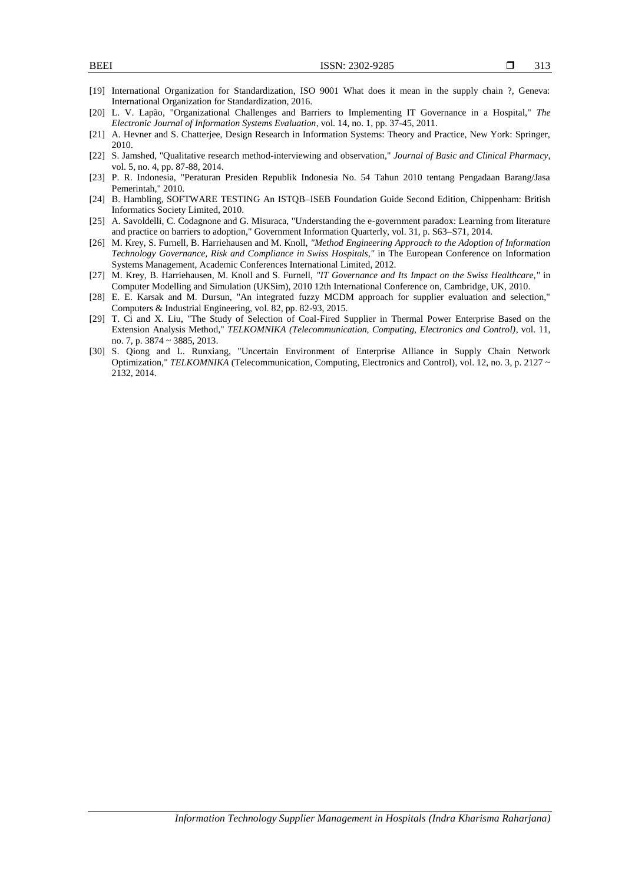[19] International Organization for Standardization, ISO 9001 What does it mean in the supply chain ?, Geneva: International Organization for Standardization, 2016.

[20] L. V. Lapão, "Organizational Challenges and Barriers to Implementing IT Governance in a Hospital," *The Electronic Journal of Information Systems Evaluation*, vol. 14, no. 1, pp. 37-45, 2011.

[21] A. Hevner and S. Chatterjee, Design Research in Information Systems: Theory and Practice, New York: Springer, 2010.

[22] S. Jamshed, "Qualitative research method-interviewing and observation," *Journal of Basic and Clinical Pharmacy*, vol. 5, no. 4, pp. 87-88, 2014.

[23] P. R. Indonesia, "Peraturan Presiden Republik Indonesia No. 54 Tahun 2010 tentang Pengadaan Barang/Jasa Pemerintah," 2010.

[24] B. Hambling, SOFTWARE TESTING An ISTQB–ISEB Foundation Guide Second Edition, Chippenham: British Informatics Society Limited, 2010.

[25] A. Savoldelli, C. Codagnone and G. Misuraca, "Understanding the e-government paradox: Learning from literature and practice on barriers to adoption," Government Information Quarterly, vol. 31, p. S63–S71, 2014.

[26] M. Krey, S. Furnell, B. Harriehausen and M. Knoll, *"Method Engineering Approach to the Adoption of Information Technology Governance, Risk and Compliance in Swiss Hospitals,"* in The European Conference on Information Systems Management, Academic Conferences International Limited, 2012.

[27] M. Krey, B. Harriehausen, M. Knoll and S. Furnell, *"IT Governance and Its Impact on the Swiss Healthcare,"* in Computer Modelling and Simulation (UKSim), 2010 12th International Conference on, Cambridge, UK, 2010.

[28] E. E. Karsak and M. Dursun, "An integrated fuzzy MCDM approach for supplier evaluation and selection," Computers & Industrial Engineering, vol. 82, pp. 82-93, 2015.

[29] T. Ci and X. Liu, "The Study of Selection of Coal-Fired Supplier in Thermal Power Enterprise Based on the Extension Analysis Method," *TELKOMNIKA (Telecommunication, Computing, Electronics and Control)*, vol. 11, no. 7, p. 3874 ~ 3885, 2013.

[30] S. Qiong and L. Runxiang, "Uncertain Environment of Enterprise Alliance in Supply Chain Network Optimization," *TELKOMNIKA* (Telecommunication, Computing, Electronics and Control), vol. 12, no. 3, p. 2127 ~ 2132, 2014.